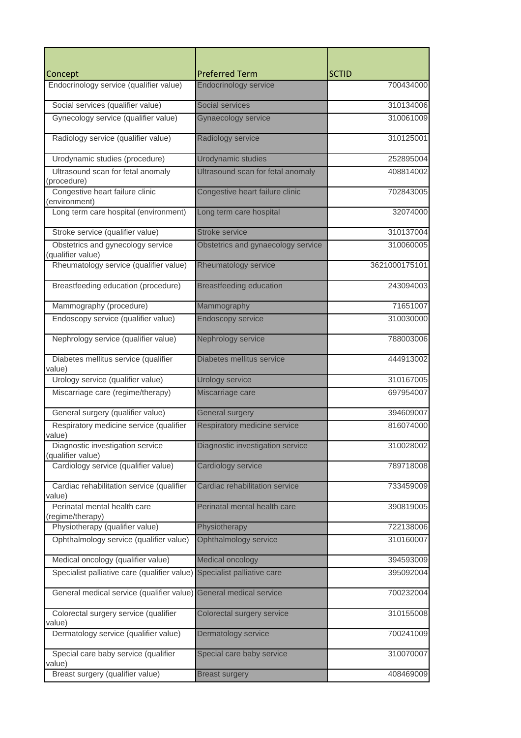| Concept | Preferred Term | SCTID |
|---|---|---|
| Endocrinology service (qualifier value) | Endocrinology service | 700434000 |
| Social services (qualifier value) | Social services | 310134006 |
| Gynecology service (qualifier value) | Gynaecology service | 310061009 |
| Radiology service (qualifier value) | Radiology service | 310125001 |
| Urodynamic studies (procedure) | Urodynamic studies | 252895004 |
| Ultrasound scan for fetal anomaly (procedure) | Ultrasound scan for fetal anomaly | 408814002 |
| Congestive heart failure clinic (environment) | Congestive heart failure clinic | 702843005 |
| Long term care hospital (environment) | Long term care hospital | 32074000 |
| Stroke service (qualifier value) | Stroke service | 310137004 |
| Obstetrics and gynecology service (qualifier value) | Obstetrics and gynaecology service | 310060005 |
| Rheumatology service (qualifier value) | Rheumatology service | 3621000175101 |
| Breastfeeding education (procedure) | Breastfeeding education | 243094003 |
| Mammography (procedure) | Mammography | 71651007 |
| Endoscopy service (qualifier value) | Endoscopy service | 310030000 |
| Nephrology service (qualifier value) | Nephrology service | 788003006 |
| Diabetes mellitus service (qualifier value) | Diabetes mellitus service | 444913002 |
| Urology service (qualifier value) | Urology service | 310167005 |
| Miscarriage care (regime/therapy) | Miscarriage care | 697954007 |
| General surgery (qualifier value) | General surgery | 394609007 |
| Respiratory medicine service (qualifier value) | Respiratory medicine service | 816074000 |
| Diagnostic investigation service (qualifier value) | Diagnostic investigation service | 310028002 |
| Cardiology service (qualifier value) | Cardiology service | 789718008 |
| Cardiac rehabilitation service (qualifier value) | Cardiac rehabilitation service | 733459009 |
| Perinatal mental health care (regime/therapy) | Perinatal mental health care | 390819005 |
| Physiotherapy (qualifier value) | Physiotherapy | 722138006 |
| Ophthalmology service (qualifier value) | Ophthalmology service | 310160007 |
| Medical oncology (qualifier value) | Medical oncology | 394593009 |
| Specialist palliative care (qualifier value) | Specialist palliative care | 395092004 |
| General medical service (qualifier value) | General medical service | 700232004 |
| Colorectal surgery service (qualifier value) | Colorectal surgery service | 310155008 |
| Dermatology service (qualifier value) | Dermatology service | 700241009 |
| Special care baby service (qualifier value) | Special care baby service | 310070007 |
| Breast surgery (qualifier value) | Breast surgery | 408469009 |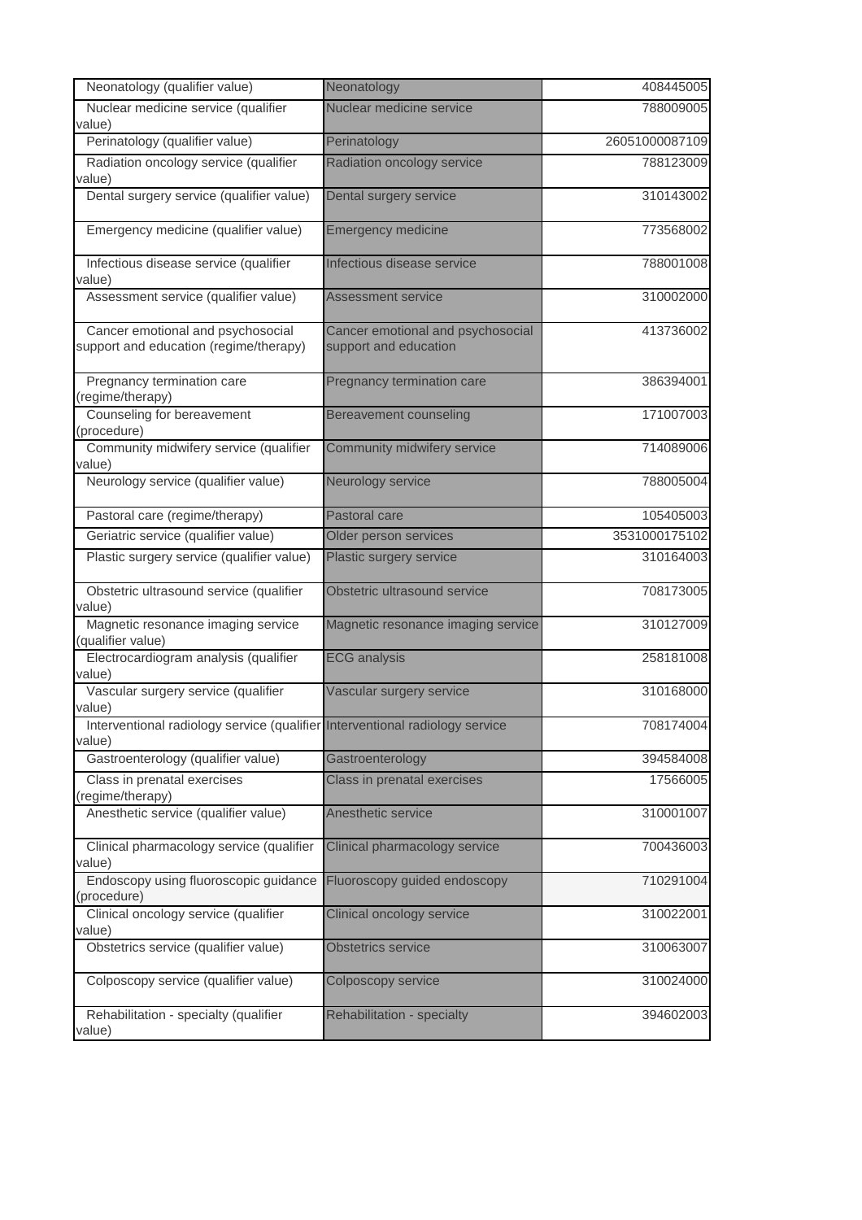| | | |
|---|---|---|
| Neonatology (qualifier value) | Neonatology | 408445005 |
| Nuclear medicine service (qualifier value) | Nuclear medicine service | 788009005 |
| Perinatology (qualifier value) | Perinatology | 26051000087109 |
| Radiation oncology service (qualifier value) | Radiation oncology service | 788123009 |
| Dental surgery service (qualifier value) | Dental surgery service | 310143002 |
| Emergency medicine (qualifier value) | Emergency medicine | 773568002 |
| Infectious disease service (qualifier value) | Infectious disease service | 788001008 |
| Assessment service (qualifier value) | Assessment service | 310002000 |
| Cancer emotional and psychosocial support and education (regime/therapy) | Cancer emotional and psychosocial support and education | 413736002 |
| Pregnancy termination care (regime/therapy) | Pregnancy termination care | 386394001 |
| Counseling for bereavement (procedure) | Bereavement counseling | 171007003 |
| Community midwifery service (qualifier value) | Community midwifery service | 714089006 |
| Neurology service (qualifier value) | Neurology service | 788005004 |
| Pastoral care (regime/therapy) | Pastoral care | 105405003 |
| Geriatric service (qualifier value) | Older person services | 3531000175102 |
| Plastic surgery service (qualifier value) | Plastic surgery service | 310164003 |
| Obstetric ultrasound service (qualifier value) | Obstetric ultrasound service | 708173005 |
| Magnetic resonance imaging service (qualifier value) | Magnetic resonance imaging service | 310127009 |
| Electrocardiogram analysis (qualifier value) | ECG analysis | 258181008 |
| Vascular surgery service (qualifier value) | Vascular surgery service | 310168000 |
| Interventional radiology service (qualifier value) | Interventional radiology service | 708174004 |
| Gastroenterology (qualifier value) | Gastroenterology | 394584008 |
| Class in prenatal exercises (regime/therapy) | Class in prenatal exercises | 17566005 |
| Anesthetic service (qualifier value) | Anesthetic service | 310001007 |
| Clinical pharmacology service (qualifier value) | Clinical pharmacology service | 700436003 |
| Endoscopy using fluoroscopic guidance (procedure) | Fluoroscopy guided endoscopy | 710291004 |
| Clinical oncology service (qualifier value) | Clinical oncology service | 310022001 |
| Obstetrics service (qualifier value) | Obstetrics service | 310063007 |
| Colposcopy service (qualifier value) | Colposcopy service | 310024000 |
| Rehabilitation - specialty (qualifier value) | Rehabilitation - specialty | 394602003 |